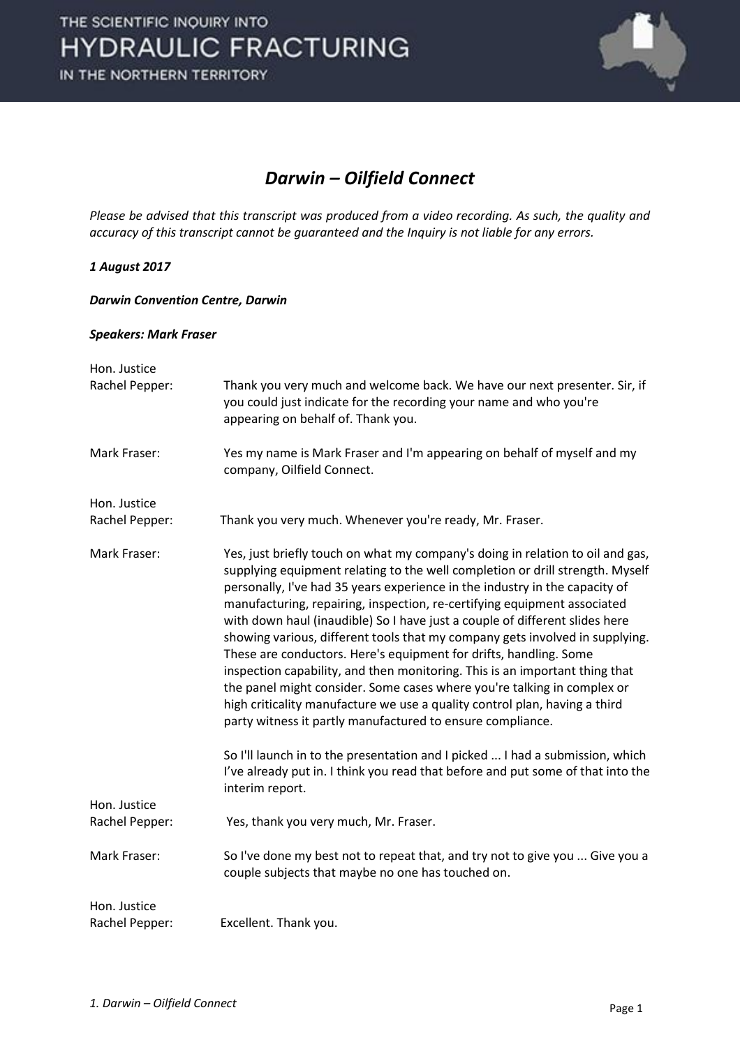# Darwin – Oilfield Connect

*Please be advised that this transcript was produced from a video recording. As such, the quality and accuracy of this transcript cannot be guaranteed and the Inquiry is not liable for any errors.*

***1 August 2017***

***Darwin Convention Centre, Darwin***

***Speakers: Mark Fraser***

| | |
|---|---|
| Hon. Justice Rachel Pepper: | Thank you very much and welcome back. We have our next presenter. Sir, if you could just indicate for the recording your name and who you're appearing on behalf of. Thank you. |
| Mark Fraser: | Yes my name is Mark Fraser and I'm appearing on behalf of myself and my company, Oilfield Connect. |
| Hon. Justice Rachel Pepper: | Thank you very much. Whenever you're ready, Mr. Fraser. |
| Mark Fraser: | Yes, just briefly touch on what my company's doing in relation to oil and gas, supplying equipment relating to the well completion or drill strength. Myself personally, I've had 35 years experience in the industry in the capacity of manufacturing, repairing, inspection, re-certifying equipment associated with down haul (inaudible) So I have just a couple of different slides here showing various, different tools that my company gets involved in supplying. These are conductors. Here's equipment for drifts, handling. Some inspection capability, and then monitoring. This is an important thing that the panel might consider. Some cases where you're talking in complex or high criticality manufacture we use a quality control plan, having a third party witness it partly manufactured to ensure compliance.<br><br>So I'll launch in to the presentation and I picked ... I had a submission, which I've already put in. I think you read that before and put some of that into the interim report. |
| Hon. Justice Rachel Pepper: | Yes, thank you very much, Mr. Fraser. |
| Mark Fraser: | So I've done my best not to repeat that, and try not to give you ... Give you a couple subjects that maybe no one has touched on. |
| Hon. Justice Rachel Pepper: | Excellent. Thank you. |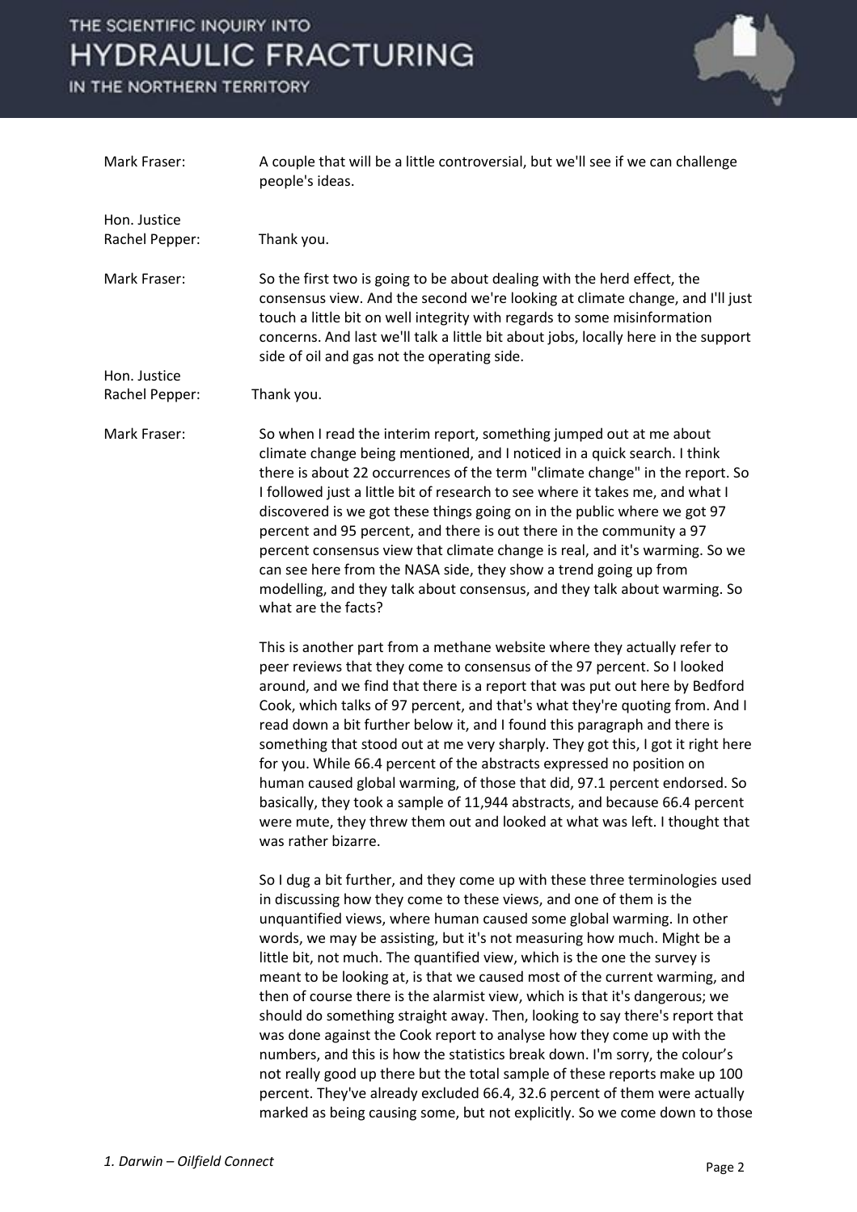Mark Fraser: A couple that will be a little controversial, but we'll see if we can challenge people's ideas.

Hon. Justice Rachel Pepper: Thank you.

Mark Fraser: So the first two is going to be about dealing with the herd effect, the consensus view. And the second we're looking at climate change, and I'll just touch a little bit on well integrity with regards to some misinformation concerns. And last we'll talk a little bit about jobs, locally here in the support side of oil and gas not the operating side.

Hon. Justice Rachel Pepper: Thank you.

Mark Fraser: So when I read the interim report, something jumped out at me about climate change being mentioned, and I noticed in a quick search. I think there is about 22 occurrences of the term "climate change" in the report. So I followed just a little bit of research to see where it takes me, and what I discovered is we got these things going on in the public where we got 97 percent and 95 percent, and there is out there in the community a 97 percent consensus view that climate change is real, and it's warming. So we can see here from the NASA side, they show a trend going up from modelling, and they talk about consensus, and they talk about warming. So what are the facts?

This is another part from a methane website where they actually refer to peer reviews that they come to consensus of the 97 percent. So I looked around, and we find that there is a report that was put out here by Bedford Cook, which talks of 97 percent, and that's what they're quoting from. And I read down a bit further below it, and I found this paragraph and there is something that stood out at me very sharply. They got this, I got it right here for you. While 66.4 percent of the abstracts expressed no position on human caused global warming, of those that did, 97.1 percent endorsed. So basically, they took a sample of 11,944 abstracts, and because 66.4 percent were mute, they threw them out and looked at what was left. I thought that was rather bizarre.

So I dug a bit further, and they come up with these three terminologies used in discussing how they come to these views, and one of them is the unquantified views, where human caused some global warming. In other words, we may be assisting, but it's not measuring how much. Might be a little bit, not much. The quantified view, which is the one the survey is meant to be looking at, is that we caused most of the current warming, and then of course there is the alarmist view, which is that it's dangerous; we should do something straight away. Then, looking to say there's report that was done against the Cook report to analyse how they come up with the numbers, and this is how the statistics break down. I'm sorry, the colour's not really good up there but the total sample of these reports make up 100 percent. They've already excluded 66.4, 32.6 percent of them were actually marked as being causing some, but not explicitly. So we come down to those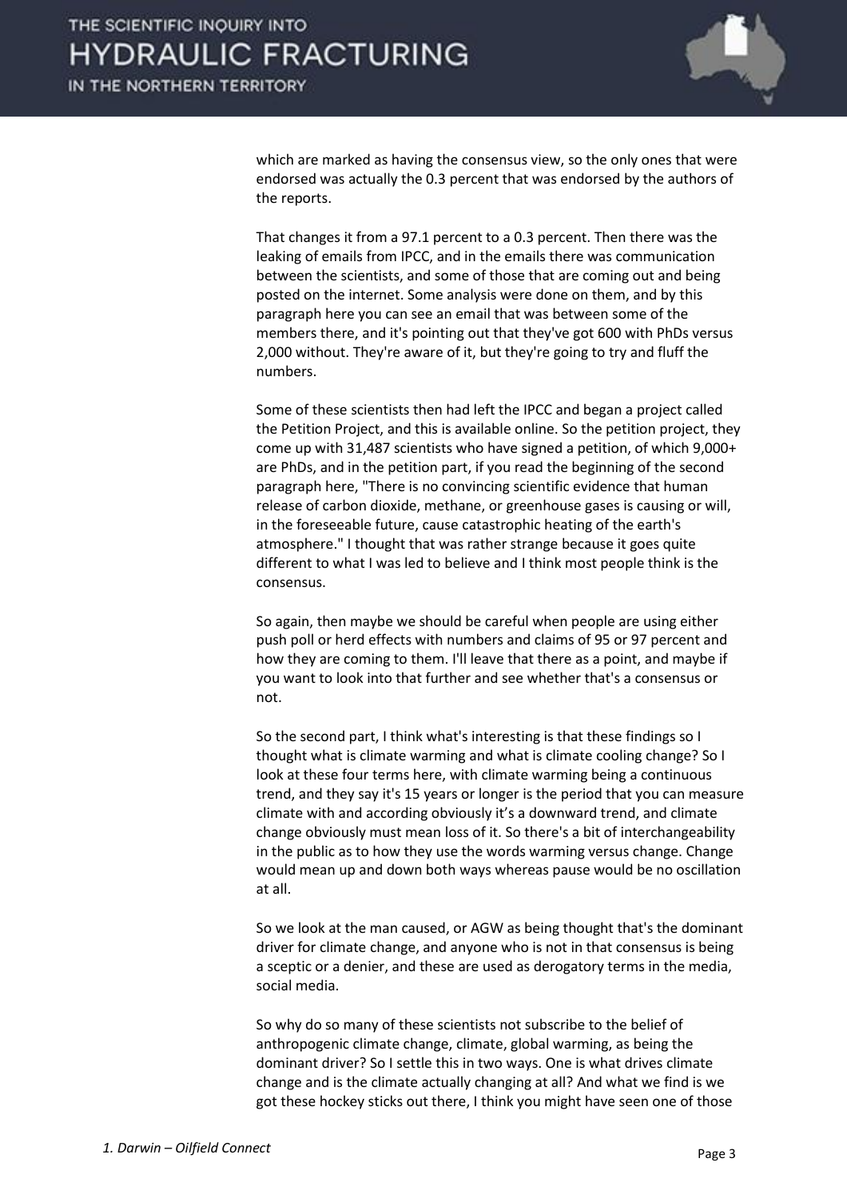which are marked as having the consensus view, so the only ones that were endorsed was actually the 0.3 percent that was endorsed by the authors of the reports.

That changes it from a 97.1 percent to a 0.3 percent. Then there was the leaking of emails from IPCC, and in the emails there was communication between the scientists, and some of those that are coming out and being posted on the internet. Some analysis were done on them, and by this paragraph here you can see an email that was between some of the members there, and it's pointing out that they've got 600 with PhDs versus 2,000 without. They're aware of it, but they're going to try and fluff the numbers.

Some of these scientists then had left the IPCC and began a project called the Petition Project, and this is available online. So the petition project, they come up with 31,487 scientists who have signed a petition, of which 9,000+ are PhDs, and in the petition part, if you read the beginning of the second paragraph here, "There is no convincing scientific evidence that human release of carbon dioxide, methane, or greenhouse gases is causing or will, in the foreseeable future, cause catastrophic heating of the earth's atmosphere." I thought that was rather strange because it goes quite different to what I was led to believe and I think most people think is the consensus.

So again, then maybe we should be careful when people are using either push poll or herd effects with numbers and claims of 95 or 97 percent and how they are coming to them. I'll leave that there as a point, and maybe if you want to look into that further and see whether that's a consensus or not.

So the second part, I think what's interesting is that these findings so I thought what is climate warming and what is climate cooling change? So I look at these four terms here, with climate warming being a continuous trend, and they say it's 15 years or longer is the period that you can measure climate with and according obviously it's a downward trend, and climate change obviously must mean loss of it. So there's a bit of interchangeability in the public as to how they use the words warming versus change. Change would mean up and down both ways whereas pause would be no oscillation at all.

So we look at the man caused, or AGW as being thought that's the dominant driver for climate change, and anyone who is not in that consensus is being a sceptic or a denier, and these are used as derogatory terms in the media, social media.

So why do so many of these scientists not subscribe to the belief of anthropogenic climate change, climate, global warming, as being the dominant driver? So I settle this in two ways. One is what drives climate change and is the climate actually changing at all? And what we find is we got these hockey sticks out there, I think you might have seen one of those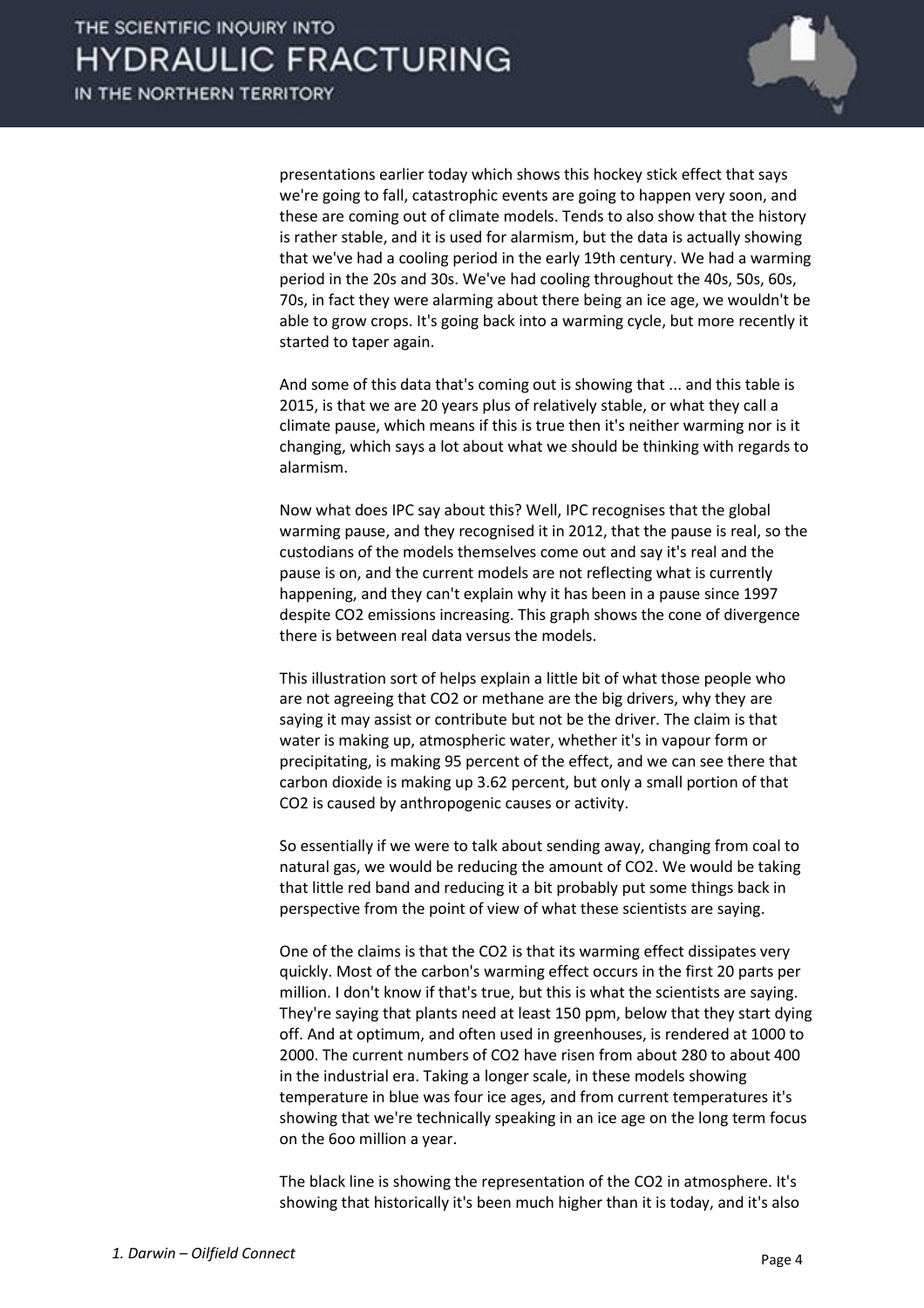presentations earlier today which shows this hockey stick effect that says we're going to fall, catastrophic events are going to happen very soon, and these are coming out of climate models. Tends to also show that the history is rather stable, and it is used for alarmism, but the data is actually showing that we've had a cooling period in the early 19th century. We had a warming period in the 20s and 30s. We've had cooling throughout the 40s, 50s, 60s, 70s, in fact they were alarming about there being an ice age, we wouldn't be able to grow crops. It's going back into a warming cycle, but more recently it started to taper again.

And some of this data that's coming out is showing that ... and this table is 2015, is that we are 20 years plus of relatively stable, or what they call a climate pause, which means if this is true then it's neither warming nor is it changing, which says a lot about what we should be thinking with regards to alarmism.

Now what does IPC say about this? Well, IPC recognises that the global warming pause, and they recognised it in 2012, that the pause is real, so the custodians of the models themselves come out and say it's real and the pause is on, and the current models are not reflecting what is currently happening, and they can't explain why it has been in a pause since 1997 despite CO2 emissions increasing. This graph shows the cone of divergence there is between real data versus the models.

This illustration sort of helps explain a little bit of what those people who are not agreeing that CO2 or methane are the big drivers, why they are saying it may assist or contribute but not be the driver. The claim is that water is making up, atmospheric water, whether it's in vapour form or precipitating, is making 95 percent of the effect, and we can see there that carbon dioxide is making up 3.62 percent, but only a small portion of that CO2 is caused by anthropogenic causes or activity.

So essentially if we were to talk about sending away, changing from coal to natural gas, we would be reducing the amount of CO2. We would be taking that little red band and reducing it a bit probably put some things back in perspective from the point of view of what these scientists are saying.

One of the claims is that the CO2 is that its warming effect dissipates very quickly. Most of the carbon's warming effect occurs in the first 20 parts per million. I don't know if that's true, but this is what the scientists are saying. They're saying that plants need at least 150 ppm, below that they start dying off. And at optimum, and often used in greenhouses, is rendered at 1000 to 2000. The current numbers of CO2 have risen from about 280 to about 400 in the industrial era. Taking a longer scale, in these models showing temperature in blue was four ice ages, and from current temperatures it's showing that we're technically speaking in an ice age on the long term focus on the 6oo million a year.

The black line is showing the representation of the CO2 in atmosphere. It's showing that historically it's been much higher than it is today, and it's also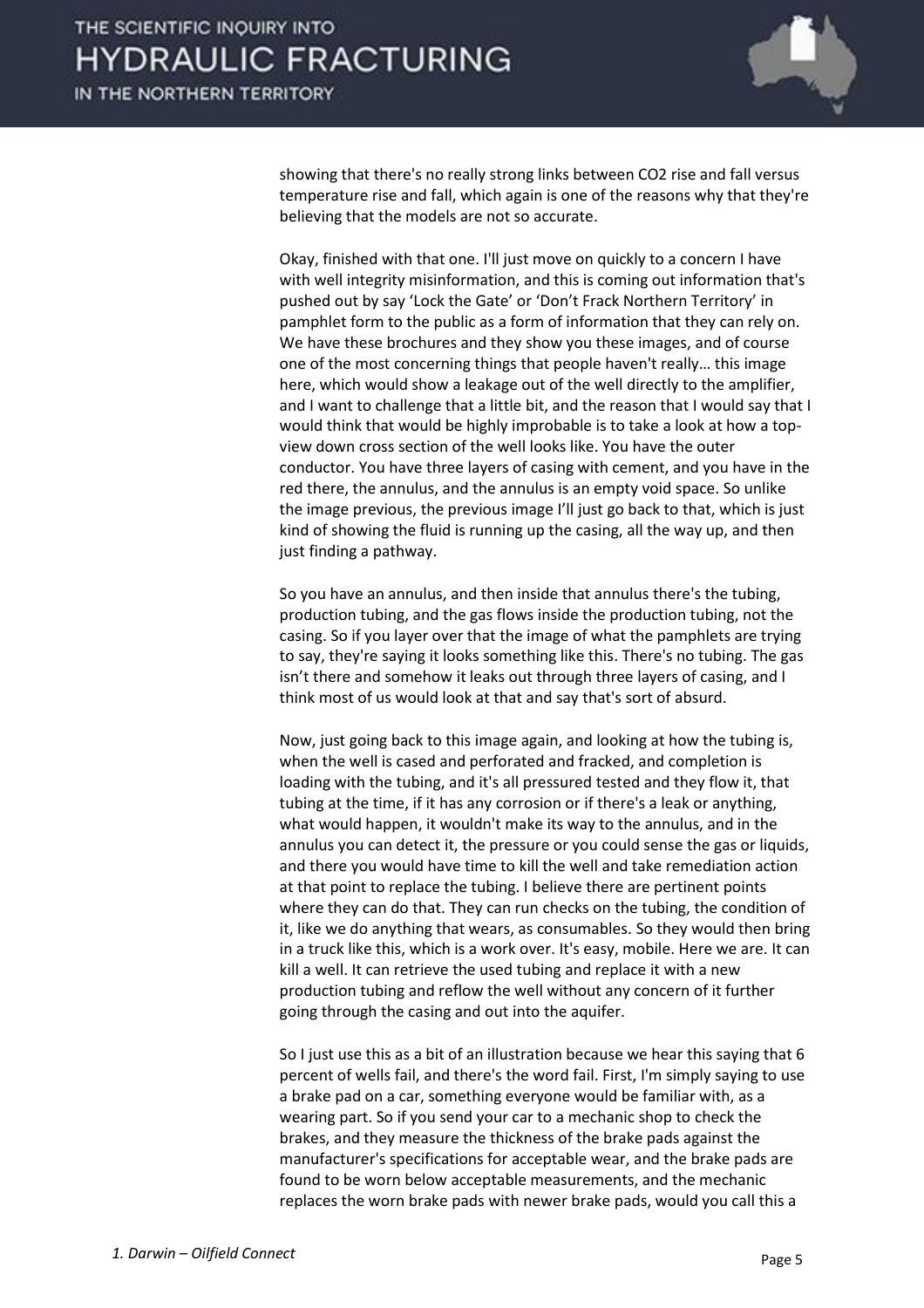showing that there's no really strong links between $CO_2$ rise and fall versus temperature rise and fall, which again is one of the reasons why that they're believing that the models are not so accurate.

Okay, finished with that one. I'll just move on quickly to a concern I have with well integrity misinformation, and this is coming out information that's pushed out by say 'Lock the Gate' or 'Don't Frack Northern Territory' in pamphlet form to the public as a form of information that they can rely on. We have these brochures and they show you these images, and of course one of the most concerning things that people haven't really… this image here, which would show a leakage out of the well directly to the amplifier, and I want to challenge that a little bit, and the reason that I would say that I would think that would be highly improbable is to take a look at how a top-view down cross section of the well looks like. You have the outer conductor. You have three layers of casing with cement, and you have in the red there, the annulus, and the annulus is an empty void space. So unlike the image previous, the previous image I'll just go back to that, which is just kind of showing the fluid is running up the casing, all the way up, and then just finding a pathway.

So you have an annulus, and then inside that annulus there's the tubing, production tubing, and the gas flows inside the production tubing, not the casing. So if you layer over that the image of what the pamphlets are trying to say, they're saying it looks something like this. There's no tubing. The gas isn't there and somehow it leaks out through three layers of casing, and I think most of us would look at that and say that's sort of absurd.

Now, just going back to this image again, and looking at how the tubing is, when the well is cased and perforated and fracked, and completion is loading with the tubing, and it's all pressured tested and they flow it, that tubing at the time, if it has any corrosion or if there's a leak or anything, what would happen, it wouldn't make its way to the annulus, and in the annulus you can detect it, the pressure or you could sense the gas or liquids, and there you would have time to kill the well and take remediation action at that point to replace the tubing. I believe there are pertinent points where they can do that. They can run checks on the tubing, the condition of it, like we do anything that wears, as consumables. So they would then bring in a truck like this, which is a work over. It's easy, mobile. Here we are. It can kill a well. It can retrieve the used tubing and replace it with a new production tubing and reflow the well without any concern of it further going through the casing and out into the aquifer.

So I just use this as a bit of an illustration because we hear this saying that 6 percent of wells fail, and there's the word fail. First, I'm simply saying to use a brake pad on a car, something everyone would be familiar with, as a wearing part. So if you send your car to a mechanic shop to check the brakes, and they measure the thickness of the brake pads against the manufacturer's specifications for acceptable wear, and the brake pads are found to be worn below acceptable measurements, and the mechanic replaces the worn brake pads with newer brake pads, would you call this a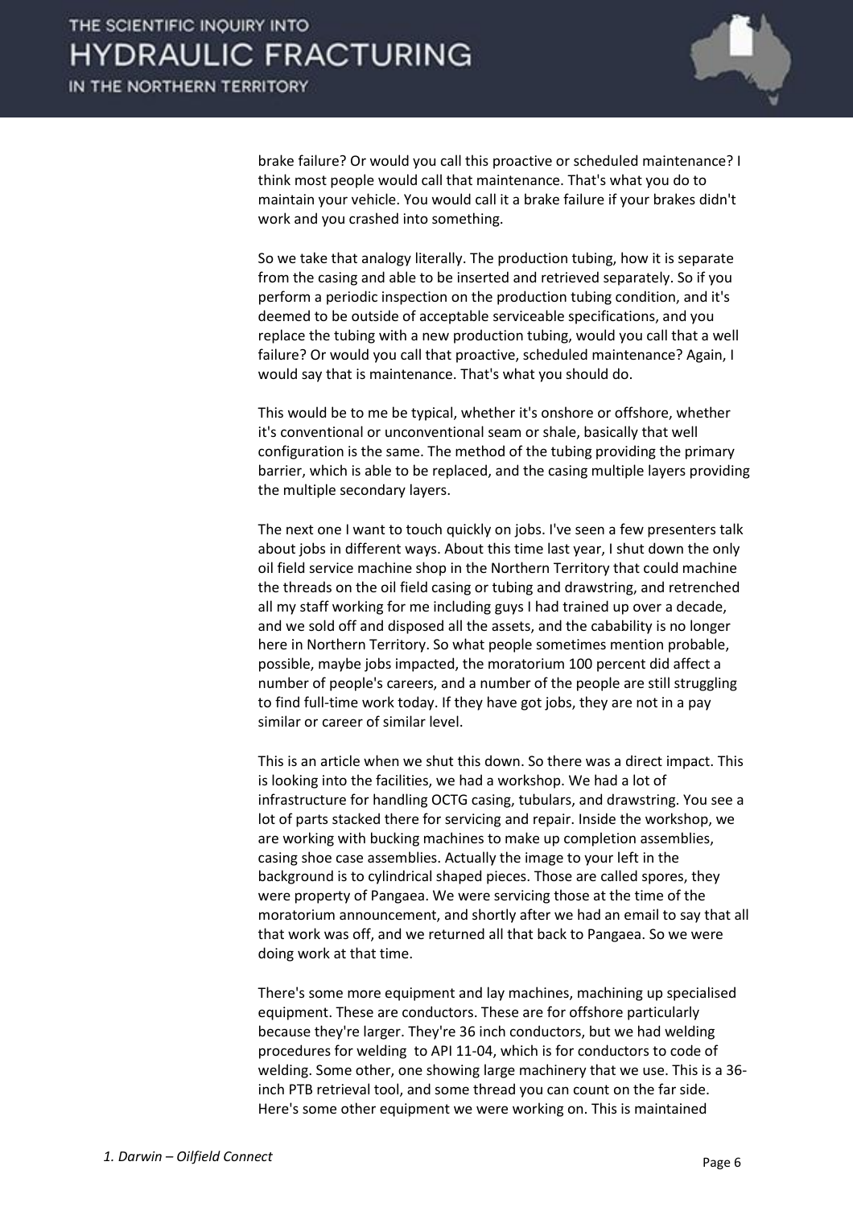brake failure? Or would you call this proactive or scheduled maintenance? I think most people would call that maintenance. That's what you do to maintain your vehicle. You would call it a brake failure if your brakes didn't work and you crashed into something.

So we take that analogy literally. The production tubing, how it is separate from the casing and able to be inserted and retrieved separately. So if you perform a periodic inspection on the production tubing condition, and it's deemed to be outside of acceptable serviceable specifications, and you replace the tubing with a new production tubing, would you call that a well failure? Or would you call that proactive, scheduled maintenance? Again, I would say that is maintenance. That's what you should do.

This would be to me be typical, whether it's onshore or offshore, whether it's conventional or unconventional seam or shale, basically that well configuration is the same. The method of the tubing providing the primary barrier, which is able to be replaced, and the casing multiple layers providing the multiple secondary layers.

The next one I want to touch quickly on jobs. I've seen a few presenters talk about jobs in different ways. About this time last year, I shut down the only oil field service machine shop in the Northern Territory that could machine the threads on the oil field casing or tubing and drawstring, and retrenched all my staff working for me including guys I had trained up over a decade, and we sold off and disposed all the assets, and the cabability is no longer here in Northern Territory. So what people sometimes mention probable, possible, maybe jobs impacted, the moratorium 100 percent did affect a number of people's careers, and a number of the people are still struggling to find full-time work today. If they have got jobs, they are not in a pay similar or career of similar level.

This is an article when we shut this down. So there was a direct impact. This is looking into the facilities, we had a workshop. We had a lot of infrastructure for handling OCTG casing, tubulars, and drawstring. You see a lot of parts stacked there for servicing and repair. Inside the workshop, we are working with bucking machines to make up completion assemblies, casing shoe case assemblies. Actually the image to your left in the background is to cylindrical shaped pieces. Those are called spores, they were property of Pangaea. We were servicing those at the time of the moratorium announcement, and shortly after we had an email to say that all that work was off, and we returned all that back to Pangaea. So we were doing work at that time.

There's some more equipment and lay machines, machining up specialised equipment. These are conductors. These are for offshore particularly because they're larger. They're 36 inch conductors, but we had welding procedures for welding to API 11-04, which is for conductors to code of welding. Some other, one showing large machinery that we use. This is a 36-inch PTB retrieval tool, and some thread you can count on the far side. Here's some other equipment we were working on. This is maintained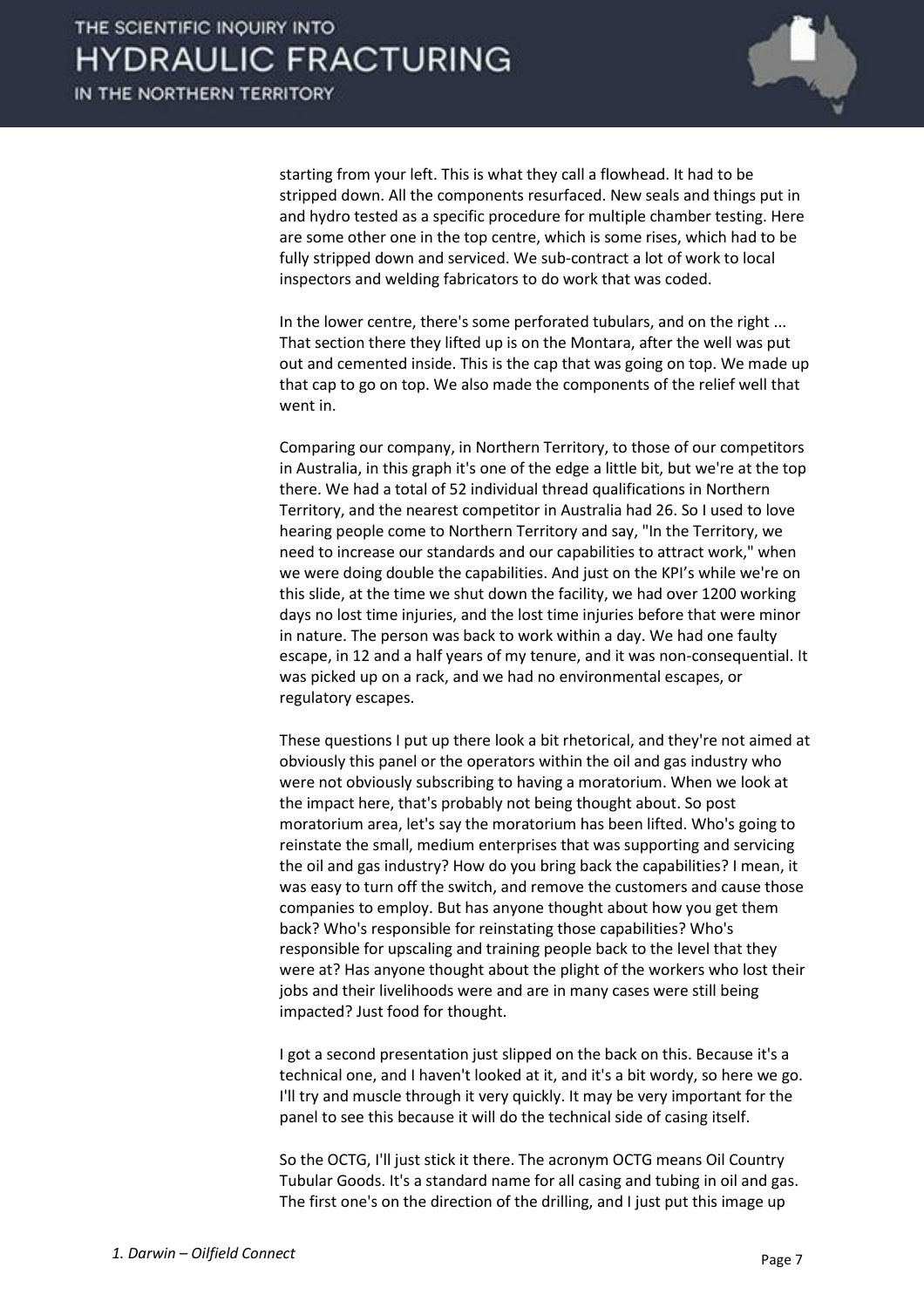starting from your left. This is what they call a flowhead. It had to be stripped down. All the components resurfaced. New seals and things put in and hydro tested as a specific procedure for multiple chamber testing. Here are some other one in the top centre, which is some rises, which had to be fully stripped down and serviced. We sub-contract a lot of work to local inspectors and welding fabricators to do work that was coded.

In the lower centre, there's some perforated tubulars, and on the right ... That section there they lifted up is on the Montara, after the well was put out and cemented inside. This is the cap that was going on top. We made up that cap to go on top. We also made the components of the relief well that went in.

Comparing our company, in Northern Territory, to those of our competitors in Australia, in this graph it's one of the edge a little bit, but we're at the top there. We had a total of 52 individual thread qualifications in Northern Territory, and the nearest competitor in Australia had 26. So I used to love hearing people come to Northern Territory and say, "In the Territory, we need to increase our standards and our capabilities to attract work," when we were doing double the capabilities. And just on the KPI's while we're on this slide, at the time we shut down the facility, we had over 1200 working days no lost time injuries, and the lost time injuries before that were minor in nature. The person was back to work within a day. We had one faulty escape, in 12 and a half years of my tenure, and it was non-consequential. It was picked up on a rack, and we had no environmental escapes, or regulatory escapes.

These questions I put up there look a bit rhetorical, and they're not aimed at obviously this panel or the operators within the oil and gas industry who were not obviously subscribing to having a moratorium. When we look at the impact here, that's probably not being thought about. So post moratorium area, let's say the moratorium has been lifted. Who's going to reinstate the small, medium enterprises that was supporting and servicing the oil and gas industry? How do you bring back the capabilities? I mean, it was easy to turn off the switch, and remove the customers and cause those companies to employ. But has anyone thought about how you get them back? Who's responsible for reinstating those capabilities? Who's responsible for upscaling and training people back to the level that they were at? Has anyone thought about the plight of the workers who lost their jobs and their livelihoods were and are in many cases were still being impacted? Just food for thought.

I got a second presentation just slipped on the back on this. Because it's a technical one, and I haven't looked at it, and it's a bit wordy, so here we go. I'll try and muscle through it very quickly. It may be very important for the panel to see this because it will do the technical side of casing itself.

So the OCTG, I'll just stick it there. The acronym OCTG means Oil Country Tubular Goods. It's a standard name for all casing and tubing in oil and gas. The first one's on the direction of the drilling, and I just put this image up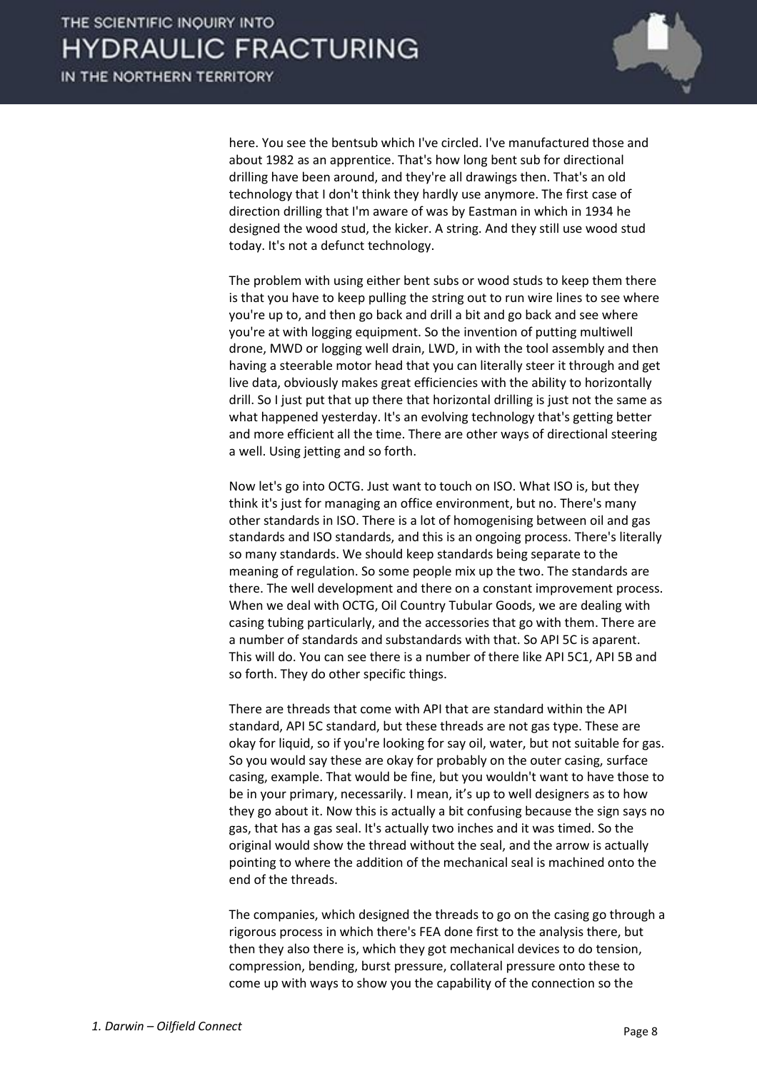here. You see the bentsub which I've circled. I've manufactured those and about 1982 as an apprentice. That's how long bent sub for directional drilling have been around, and they're all drawings then. That's an old technology that I don't think they hardly use anymore. The first case of direction drilling that I'm aware of was by Eastman in which in 1934 he designed the wood stud, the kicker. A string. And they still use wood stud today. It's not a defunct technology.

The problem with using either bent subs or wood studs to keep them there is that you have to keep pulling the string out to run wire lines to see where you're up to, and then go back and drill a bit and go back and see where you're at with logging equipment. So the invention of putting multiwell drone, MWD or logging well drain, LWD, in with the tool assembly and then having a steerable motor head that you can literally steer it through and get live data, obviously makes great efficiencies with the ability to horizontally drill. So I just put that up there that horizontal drilling is just not the same as what happened yesterday. It's an evolving technology that's getting better and more efficient all the time. There are other ways of directional steering a well. Using jetting and so forth.

Now let's go into OCTG. Just want to touch on ISO. What ISO is, but they think it's just for managing an office environment, but no. There's many other standards in ISO. There is a lot of homogenising between oil and gas standards and ISO standards, and this is an ongoing process. There's literally so many standards. We should keep standards being separate to the meaning of regulation. So some people mix up the two. The standards are there. The well development and there on a constant improvement process. When we deal with OCTG, Oil Country Tubular Goods, we are dealing with casing tubing particularly, and the accessories that go with them. There are a number of standards and substandards with that. So API 5C is aparent. This will do. You can see there is a number of there like API 5C1, API 5B and so forth. They do other specific things.

There are threads that come with API that are standard within the API standard, API 5C standard, but these threads are not gas type. These are okay for liquid, so if you're looking for say oil, water, but not suitable for gas. So you would say these are okay for probably on the outer casing, surface casing, example. That would be fine, but you wouldn't want to have those to be in your primary, necessarily. I mean, it's up to well designers as to how they go about it. Now this is actually a bit confusing because the sign says no gas, that has a gas seal. It's actually two inches and it was timed. So the original would show the thread without the seal, and the arrow is actually pointing to where the addition of the mechanical seal is machined onto the end of the threads.

The companies, which designed the threads to go on the casing go through a rigorous process in which there's FEA done first to the analysis there, but then they also there is, which they got mechanical devices to do tension, compression, bending, burst pressure, collateral pressure onto these to come up with ways to show you the capability of the connection so the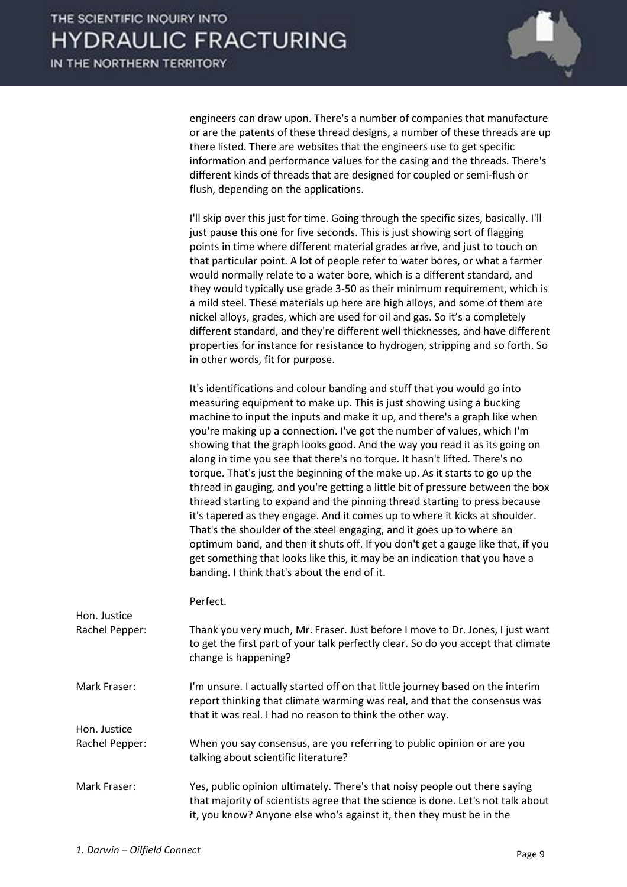engineers can draw upon. There's a number of companies that manufacture or are the patents of these thread designs, a number of these threads are up there listed. There are websites that the engineers use to get specific information and performance values for the casing and the threads. There's different kinds of threads that are designed for coupled or semi-flush or flush, depending on the applications.

I'll skip over this just for time. Going through the specific sizes, basically. I'll just pause this one for five seconds. This is just showing sort of flagging points in time where different material grades arrive, and just to touch on that particular point. A lot of people refer to water bores, or what a farmer would normally relate to a water bore, which is a different standard, and they would typically use grade 3-50 as their minimum requirement, which is a mild steel. These materials up here are high alloys, and some of them are nickel alloys, grades, which are used for oil and gas. So it's a completely different standard, and they're different well thicknesses, and have different properties for instance for resistance to hydrogen, stripping and so forth. So in other words, fit for purpose.

It's identifications and colour banding and stuff that you would go into measuring equipment to make up. This is just showing using a bucking machine to input the inputs and make it up, and there's a graph like when you're making up a connection. I've got the number of values, which I'm showing that the graph looks good. And the way you read it as its going on along in time you see that there's no torque. It hasn't lifted. There's no torque. That's just the beginning of the make up. As it starts to go up the thread in gauging, and you're getting a little bit of pressure between the box thread starting to expand and the pinning thread starting to press because it's tapered as they engage. And it comes up to where it kicks at shoulder. That's the shoulder of the steel engaging, and it goes up to where an optimum band, and then it shuts off. If you don't get a gauge like that, if you get something that looks like this, it may be an indication that you have a banding. I think that's about the end of it.

Perfect.

**Hon. Justice Rachel Pepper:** Thank you very much, Mr. Fraser. Just before I move to Dr. Jones, I just want to get the first part of your talk perfectly clear. So do you accept that climate change is happening?

**Mark Fraser:** I'm unsure. I actually started off on that little journey based on the interim report thinking that climate warming was real, and that the consensus was that it was real. I had no reason to think the other way.

**Hon. Justice Rachel Pepper:** When you say consensus, are you referring to public opinion or are you talking about scientific literature?

**Mark Fraser:** Yes, public opinion ultimately. There's that noisy people out there saying that majority of scientists agree that the science is done. Let's not talk about it, you know? Anyone else who's against it, then they must be in the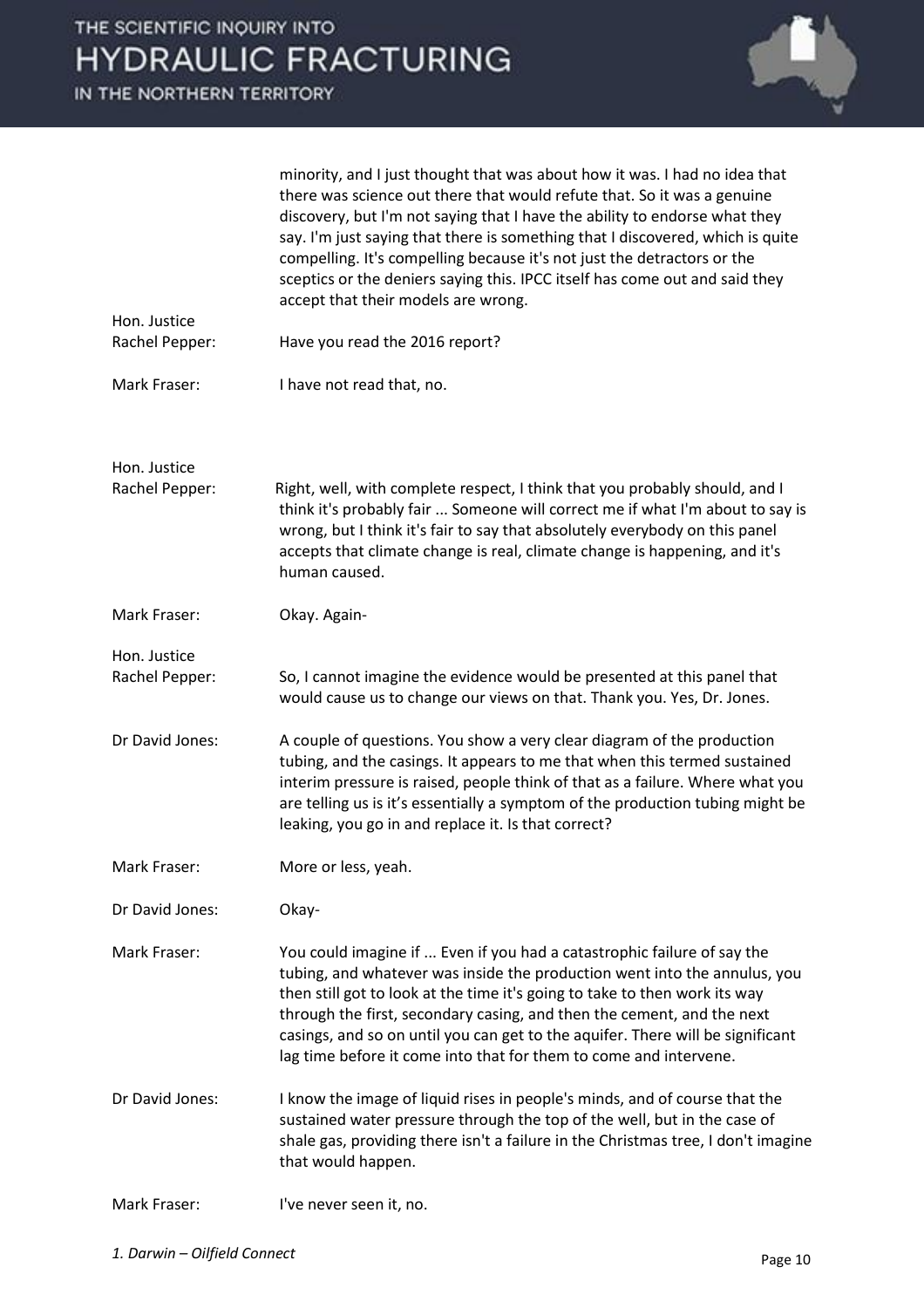| | |
|---|---|
| | minority, and I just thought that was about how it was. I had no idea that there was science out there that would refute that. So it was a genuine discovery, but I'm not saying that I have the ability to endorse what they say. I'm just saying that there is something that I discovered, which is quite compelling. It's compelling because it's not just the detractors or the sceptics or the deniers saying this. IPCC itself has come out and said they accept that their models are wrong. |
| Hon. Justice Rachel Pepper: | Have you read the 2016 report? |
| Mark Fraser: | I have not read that, no. |
| Hon. Justice Rachel Pepper: | Right, well, with complete respect, I think that you probably should, and I think it's probably fair ... Someone will correct me if what I'm about to say is wrong, but I think it's fair to say that absolutely everybody on this panel accepts that climate change is real, climate change is happening, and it's human caused. |
| Mark Fraser: | Okay. Again- |
| Hon. Justice Rachel Pepper: | So, I cannot imagine the evidence would be presented at this panel that would cause us to change our views on that. Thank you. Yes, Dr. Jones. |
| Dr David Jones: | A couple of questions. You show a very clear diagram of the production tubing, and the casings. It appears to me that when this termed sustained interim pressure is raised, people think of that as a failure. Where what you are telling us is it's essentially a symptom of the production tubing might be leaking, you go in and replace it. Is that correct? |
| Mark Fraser: | More or less, yeah. |
| Dr David Jones: | Okay- |
| Mark Fraser: | You could imagine if ... Even if you had a catastrophic failure of say the tubing, and whatever was inside the production went into the annulus, you then still got to look at the time it's going to take to then work its way through the first, secondary casing, and then the cement, and the next casings, and so on until you can get to the aquifer. There will be significant lag time before it come into that for them to come and intervene. |
| Dr David Jones: | I know the image of liquid rises in people's minds, and of course that the sustained water pressure through the top of the well, but in the case of shale gas, providing there isn't a failure in the Christmas tree, I don't imagine that would happen. |
| Mark Fraser: | I've never seen it, no. |

*1. Darwin – Oilfield Connect*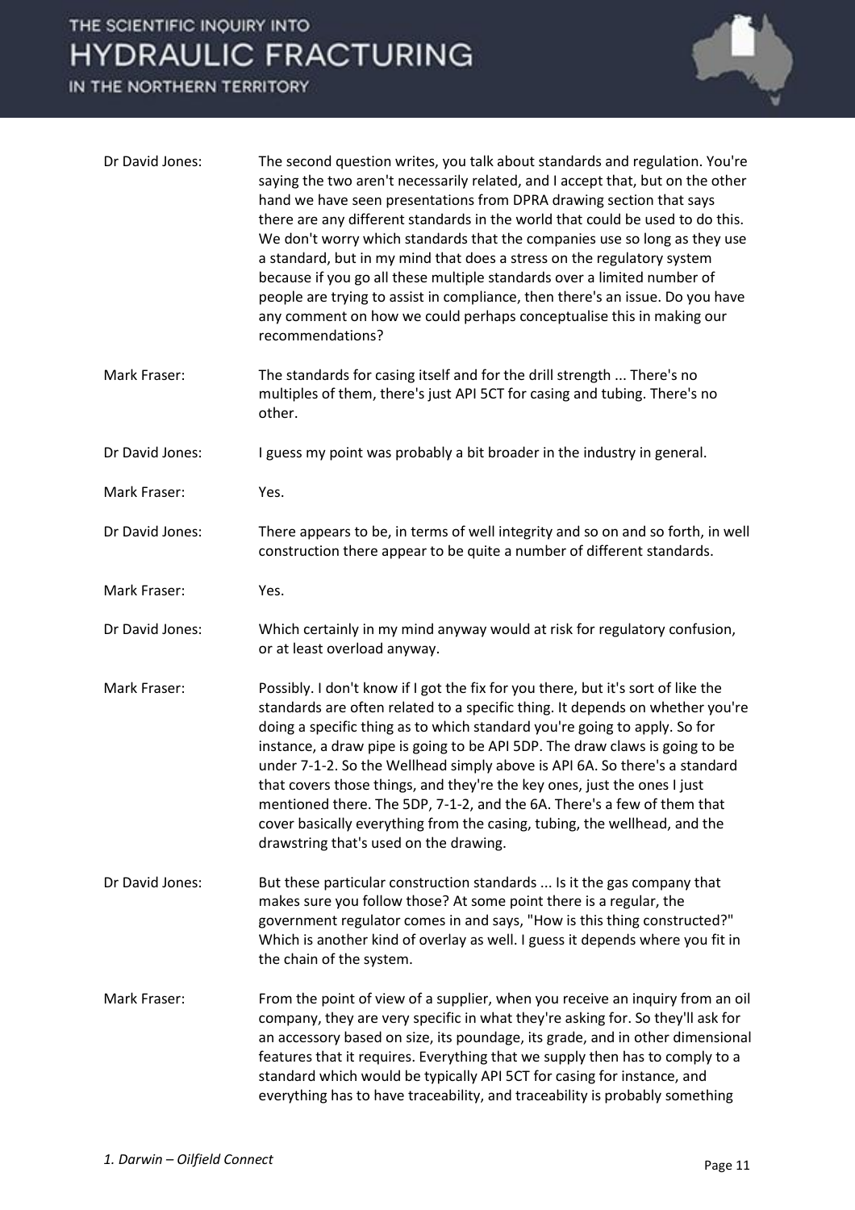Dr David Jones: The second question writes, you talk about standards and regulation. You're saying the two aren't necessarily related, and I accept that, but on the other hand we have seen presentations from DPRA drawing section that says there are any different standards in the world that could be used to do this. We don't worry which standards that the companies use so long as they use a standard, but in my mind that does a stress on the regulatory system because if you go all these multiple standards over a limited number of people are trying to assist in compliance, then there's an issue. Do you have any comment on how we could perhaps conceptualise this in making our recommendations?

Mark Fraser: The standards for casing itself and for the drill strength ... There's no multiples of them, there's just API 5CT for casing and tubing. There's no other.

Dr David Jones: I guess my point was probably a bit broader in the industry in general.

Mark Fraser: Yes.

Dr David Jones: There appears to be, in terms of well integrity and so on and so forth, in well construction there appear to be quite a number of different standards.

Mark Fraser: Yes.

Dr David Jones: Which certainly in my mind anyway would at risk for regulatory confusion, or at least overload anyway.

Mark Fraser: Possibly. I don't know if I got the fix for you there, but it's sort of like the standards are often related to a specific thing. It depends on whether you're doing a specific thing as to which standard you're going to apply. So for instance, a draw pipe is going to be API 5DP. The draw claws is going to be under 7-1-2. So the Wellhead simply above is API 6A. So there's a standard that covers those things, and they're the key ones, just the ones I just mentioned there. The 5DP, 7-1-2, and the 6A. There's a few of them that cover basically everything from the casing, tubing, the wellhead, and the drawstring that's used on the drawing.

Dr David Jones: But these particular construction standards ... Is it the gas company that makes sure you follow those? At some point there is a regular, the government regulator comes in and says, "How is this thing constructed?" Which is another kind of overlay as well. I guess it depends where you fit in the chain of the system.

Mark Fraser: From the point of view of a supplier, when you receive an inquiry from an oil company, they are very specific in what they're asking for. So they'll ask for an accessory based on size, its poundage, its grade, and in other dimensional features that it requires. Everything that we supply then has to comply to a standard which would be typically API 5CT for casing for instance, and everything has to have traceability, and traceability is probably something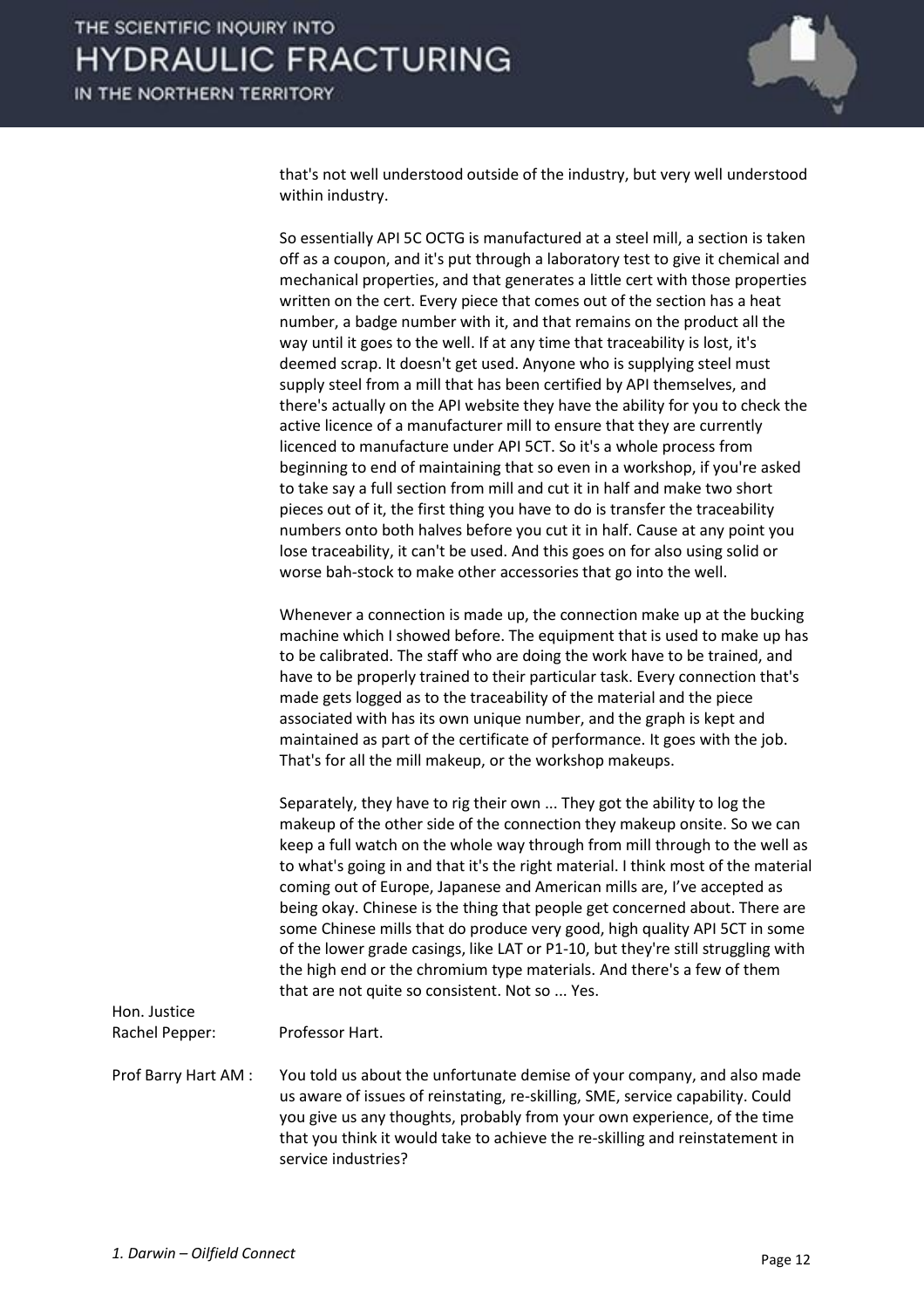that's not well understood outside of the industry, but very well understood within industry.

So essentially API 5C OCTG is manufactured at a steel mill, a section is taken off as a coupon, and it's put through a laboratory test to give it chemical and mechanical properties, and that generates a little cert with those properties written on the cert. Every piece that comes out of the section has a heat number, a badge number with it, and that remains on the product all the way until it goes to the well. If at any time that traceability is lost, it's deemed scrap. It doesn't get used. Anyone who is supplying steel must supply steel from a mill that has been certified by API themselves, and there's actually on the API website they have the ability for you to check the active licence of a manufacturer mill to ensure that they are currently licenced to manufacture under API 5CT. So it's a whole process from beginning to end of maintaining that so even in a workshop, if you're asked to take say a full section from mill and cut it in half and make two short pieces out of it, the first thing you have to do is transfer the traceability numbers onto both halves before you cut it in half. Cause at any point you lose traceability, it can't be used. And this goes on for also using solid or worse bah-stock to make other accessories that go into the well.

Whenever a connection is made up, the connection make up at the bucking machine which I showed before. The equipment that is used to make up has to be calibrated. The staff who are doing the work have to be trained, and have to be properly trained to their particular task. Every connection that's made gets logged as to the traceability of the material and the piece associated with has its own unique number, and the graph is kept and maintained as part of the certificate of performance. It goes with the job. That's for all the mill makeup, or the workshop makeups.

Separately, they have to rig their own ... They got the ability to log the makeup of the other side of the connection they makeup onsite. So we can keep a full watch on the whole way through from mill through to the well as to what's going in and that it's the right material. I think most of the material coming out of Europe, Japanese and American mills are, I've accepted as being okay. Chinese is the thing that people get concerned about. There are some Chinese mills that do produce very good, high quality API 5CT in some of the lower grade casings, like LAT or P1-10, but they're still struggling with the high end or the chromium type materials. And there's a few of them that are not quite so consistent. Not so ... Yes.

Hon. Justice Rachel Pepper: Professor Hart.

Prof Barry Hart AM : You told us about the unfortunate demise of your company, and also made us aware of issues of reinstating, re-skilling, SME, service capability. Could you give us any thoughts, probably from your own experience, of the time that you think it would take to achieve the re-skilling and reinstatement in service industries?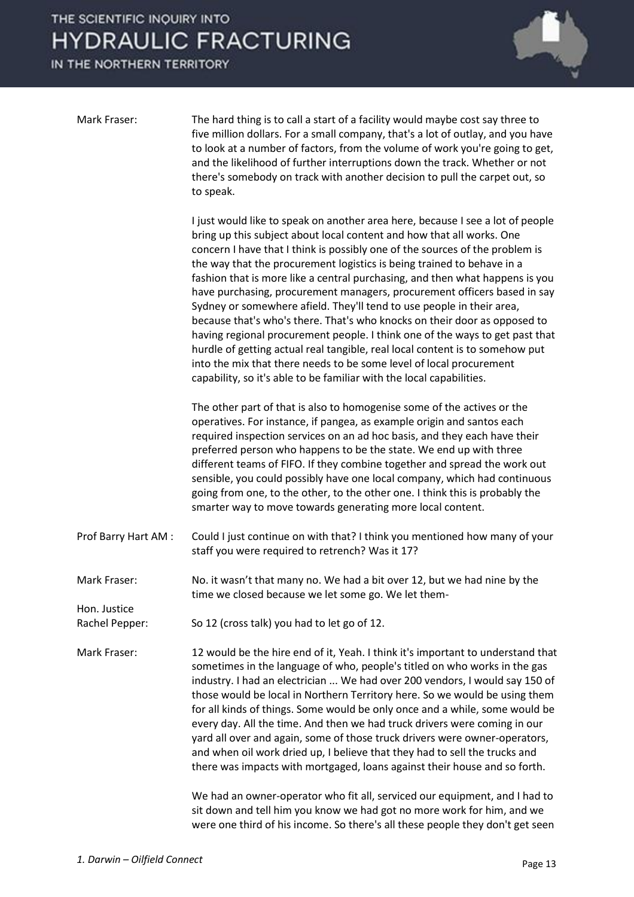Mark Fraser: The hard thing is to call a start of a facility would maybe cost say three to five million dollars. For a small company, that's a lot of outlay, and you have to look at a number of factors, from the volume of work you're going to get, and the likelihood of further interruptions down the track. Whether or not there's somebody on track with another decision to pull the carpet out, so to speak.

I just would like to speak on another area here, because I see a lot of people bring up this subject about local content and how that all works. One concern I have that I think is possibly one of the sources of the problem is the way that the procurement logistics is being trained to behave in a fashion that is more like a central purchasing, and then what happens is you have purchasing, procurement managers, procurement officers based in say Sydney or somewhere afield. They'll tend to use people in their area, because that's who's there. That's who knocks on their door as opposed to having regional procurement people. I think one of the ways to get past that hurdle of getting actual real tangible, real local content is to somehow put into the mix that there needs to be some level of local procurement capability, so it's able to be familiar with the local capabilities.

The other part of that is also to homogenise some of the actives or the operatives. For instance, if pangea, as example origin and santos each required inspection services on an ad hoc basis, and they each have their preferred person who happens to be the state. We end up with three different teams of FIFO. If they combine together and spread the work out sensible, you could possibly have one local company, which had continuous going from one, to the other, to the other one. I think this is probably the smarter way to move towards generating more local content.

Prof Barry Hart AM : Could I just continue on with that? I think you mentioned how many of your staff you were required to retrench? Was it 17?

Mark Fraser: No. it wasn't that many no. We had a bit over 12, but we had nine by the time we closed because we let some go. We let them-

Hon. Justice Rachel Pepper: So 12 (cross talk) you had to let go of 12.

Mark Fraser: 12 would be the hire end of it, Yeah. I think it's important to understand that sometimes in the language of who, people's titled on who works in the gas industry. I had an electrician ... We had over 200 vendors, I would say 150 of those would be local in Northern Territory here. So we would be using them for all kinds of things. Some would be only once and a while, some would be every day. All the time. And then we had truck drivers were coming in our yard all over and again, some of those truck drivers were owner-operators, and when oil work dried up, I believe that they had to sell the trucks and there was impacts with mortgaged, loans against their house and so forth.

We had an owner-operator who fit all, serviced our equipment, and I had to sit down and tell him you know we had got no more work for him, and we were one third of his income. So there's all these people they don't get seen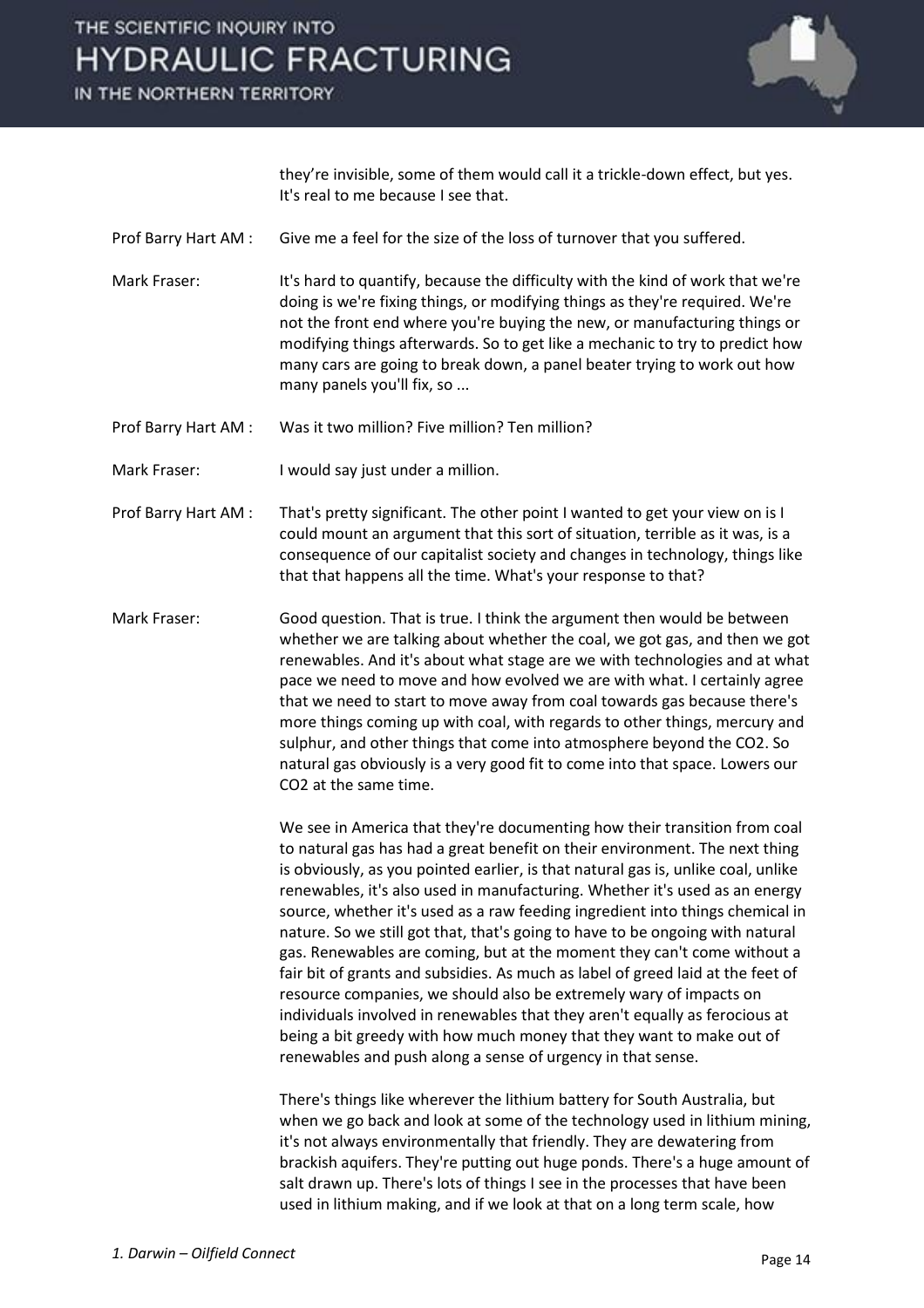they're invisible, some of them would call it a trickle-down effect, but yes. It's real to me because I see that.

**Prof Barry Hart AM :** Give me a feel for the size of the loss of turnover that you suffered.

**Mark Fraser:** It's hard to quantify, because the difficulty with the kind of work that we're doing is we're fixing things, or modifying things as they're required. We're not the front end where you're buying the new, or manufacturing things or modifying things afterwards. So to get like a mechanic to try to predict how many cars are going to break down, a panel beater trying to work out how many panels you'll fix, so ...

**Prof Barry Hart AM :** Was it two million? Five million? Ten million?

**Mark Fraser:** I would say just under a million.

**Prof Barry Hart AM :** That's pretty significant. The other point I wanted to get your view on is I could mount an argument that this sort of situation, terrible as it was, is a consequence of our capitalist society and changes in technology, things like that that happens all the time. What's your response to that?

**Mark Fraser:** Good question. That is true. I think the argument then would be between whether we are talking about whether the coal, we got gas, and then we got renewables. And it's about what stage are we with technologies and at what pace we need to move and how evolved we are with what. I certainly agree that we need to start to move away from coal towards gas because there's more things coming up with coal, with regards to other things, mercury and sulphur, and other things that come into atmosphere beyond the $CO_2$. So natural gas obviously is a very good fit to come into that space. Lowers our $CO_2$ at the same time.

We see in America that they're documenting how their transition from coal to natural gas has had a great benefit on their environment. The next thing is obviously, as you pointed earlier, is that natural gas is, unlike coal, unlike renewables, it's also used in manufacturing. Whether it's used as an energy source, whether it's used as a raw feeding ingredient into things chemical in nature. So we still got that, that's going to have to be ongoing with natural gas. Renewables are coming, but at the moment they can't come without a fair bit of grants and subsidies. As much as label of greed laid at the feet of resource companies, we should also be extremely wary of impacts on individuals involved in renewables that they aren't equally as ferocious at being a bit greedy with how much money that they want to make out of renewables and push along a sense of urgency in that sense.

There's things like wherever the lithium battery for South Australia, but when we go back and look at some of the technology used in lithium mining, it's not always environmentally that friendly. They are dewatering from brackish aquifers. They're putting out huge ponds. There's a huge amount of salt drawn up. There's lots of things I see in the processes that have been used in lithium making, and if we look at that on a long term scale, how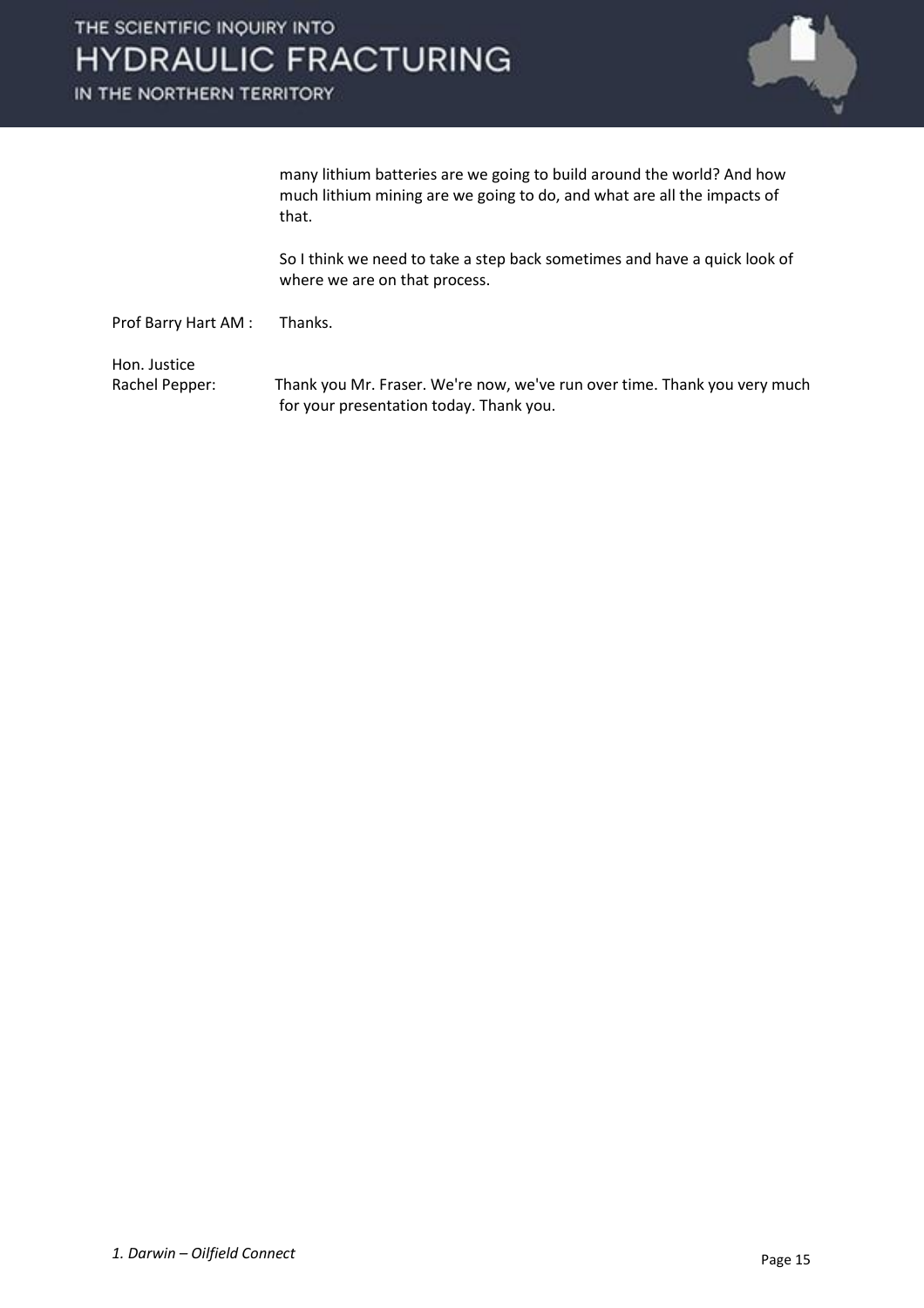many lithium batteries are we going to build around the world? And how much lithium mining are we going to do, and what are all the impacts of that.

So I think we need to take a step back sometimes and have a quick look of where we are on that process.

Prof Barry Hart AM : Thanks.

Hon. Justice Rachel Pepper: Thank you Mr. Fraser. We're now, we've run over time. Thank you very much for your presentation today. Thank you.